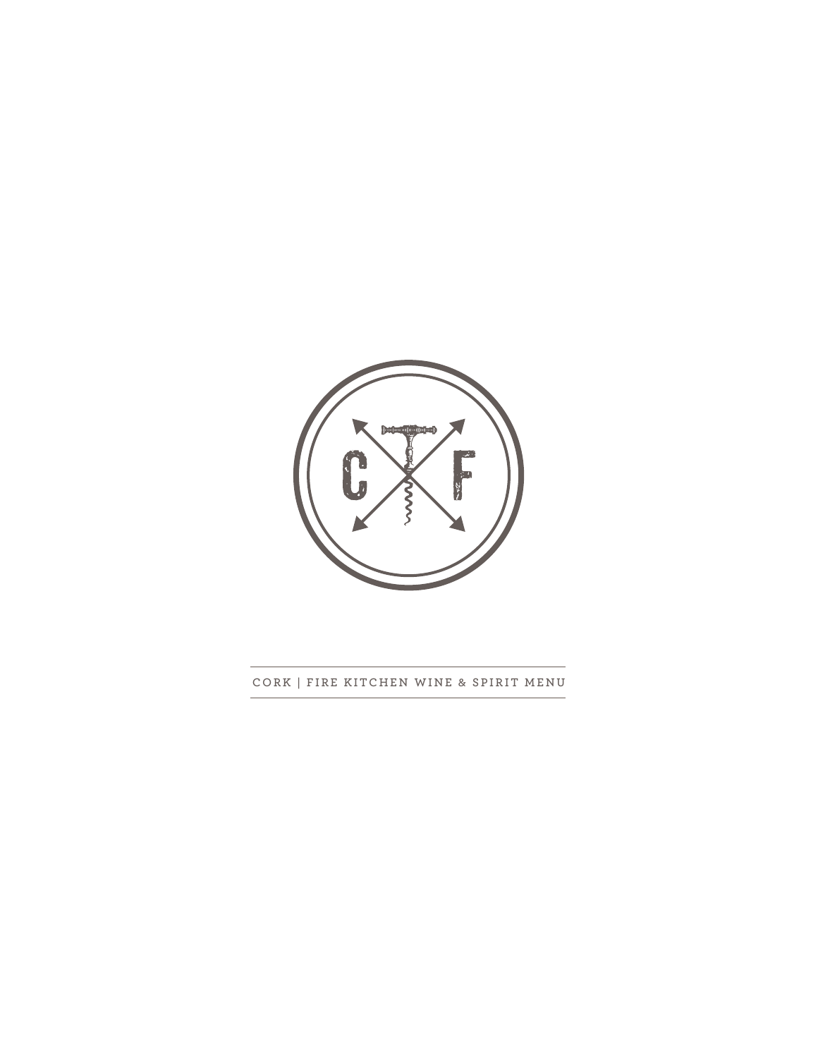C F

CORK | FIRE KITCHEN WINE & SPIRIT MENU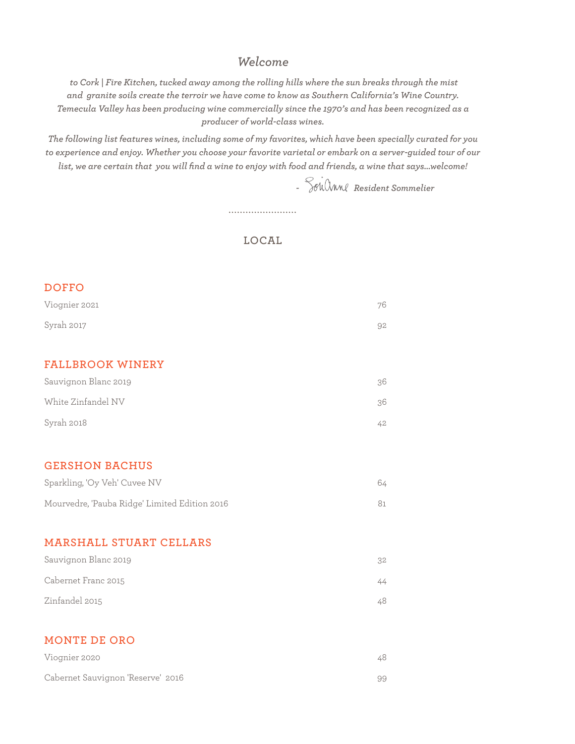## *Welcome*

*to Cork | Fire Kitchen, tucked away among the rolling hills where the sun breaks through the mist and granite soils create the terroir we have come to know as Southern California's Wine Country. Temecula Valley has been producing wine commercially since the 1970's and has been recognized as a producer of world-class wines.*

*The following list features wines, including some of my favorites, which have been specially curated for you to experience and enjoy. Whether you choose your favorite varietal or embark on a server-guided tour of our list, we are certain that you will find a wine to enjoy with food and friends, a wine that says...welcome!*

*- Sorianne Resident Sommelier*

........................

# LOCAL

### DOFFO

| | |
|---|---|
| Viognier 2021 | 76 |
| Syrah 2017 | 92 |

### FALLBROOK WINERY

| | |
|---|---|
| Sauvignon Blanc 2019 | 36 |
| White Zinfandel NV | 36 |
| Syrah 2018 | 42 |

### GERSHON BACHUS

| | |
|---|---|
| Sparkling, 'Oy Veh' Cuvee NV | 64 |
| Mourvedre, 'Pauba Ridge' Limited Edition 2016 | 81 |

### MARSHALL STUART CELLARS

| | |
|---|---|
| Sauvignon Blanc 2019 | 32 |
| Cabernet Franc 2015 | 44 |
| Zinfandel 2015 | 48 |

### MONTE DE ORO

| | |
|---|---|
| Viognier 2020 | 48 |
| Cabernet Sauvignon 'Reserve' 2016 | 99 |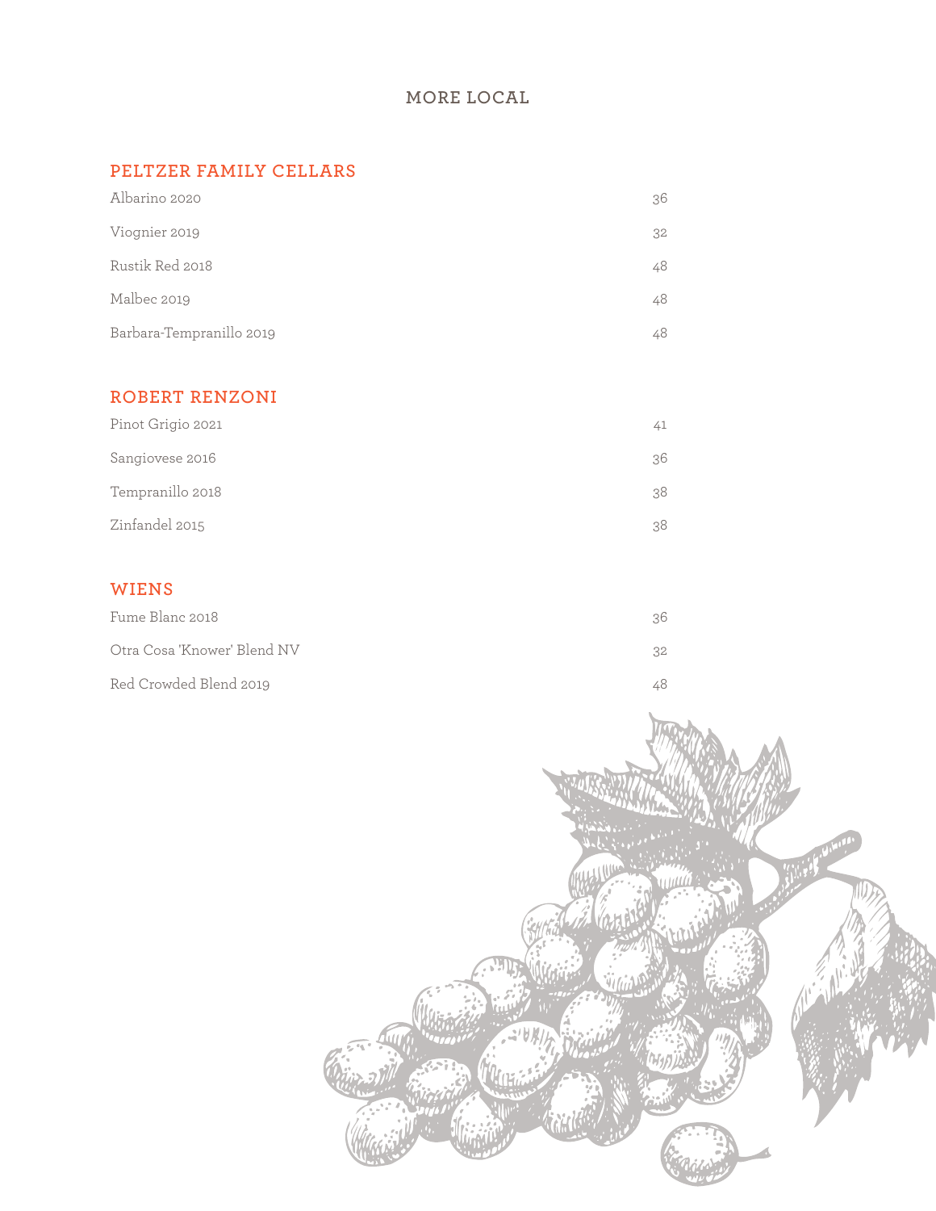## MORE LOCAL

### PELTZER FAMILY CELLARS

| | |
|---|---|
| Albarino 2020 | 36 |
| Viognier 2019 | 32 |
| Rustik Red 2018 | 48 |
| Malbec 2019 | 48 |
| Barbara-Tempranillo 2019 | 48 |

### ROBERT RENZONI

| | |
|---|---|
| Pinot Grigio 2021 | 41 |
| Sangiovese 2016 | 36 |
| Tempranillo 2018 | 38 |
| Zinfandel 2015 | 38 |

### WIENS

| | |
|---|---|
| Fume Blanc 2018 | 36 |
| Otra Cosa 'Knower' Blend NV | 32 |
| Red Crowded Blend 2019 | 48 |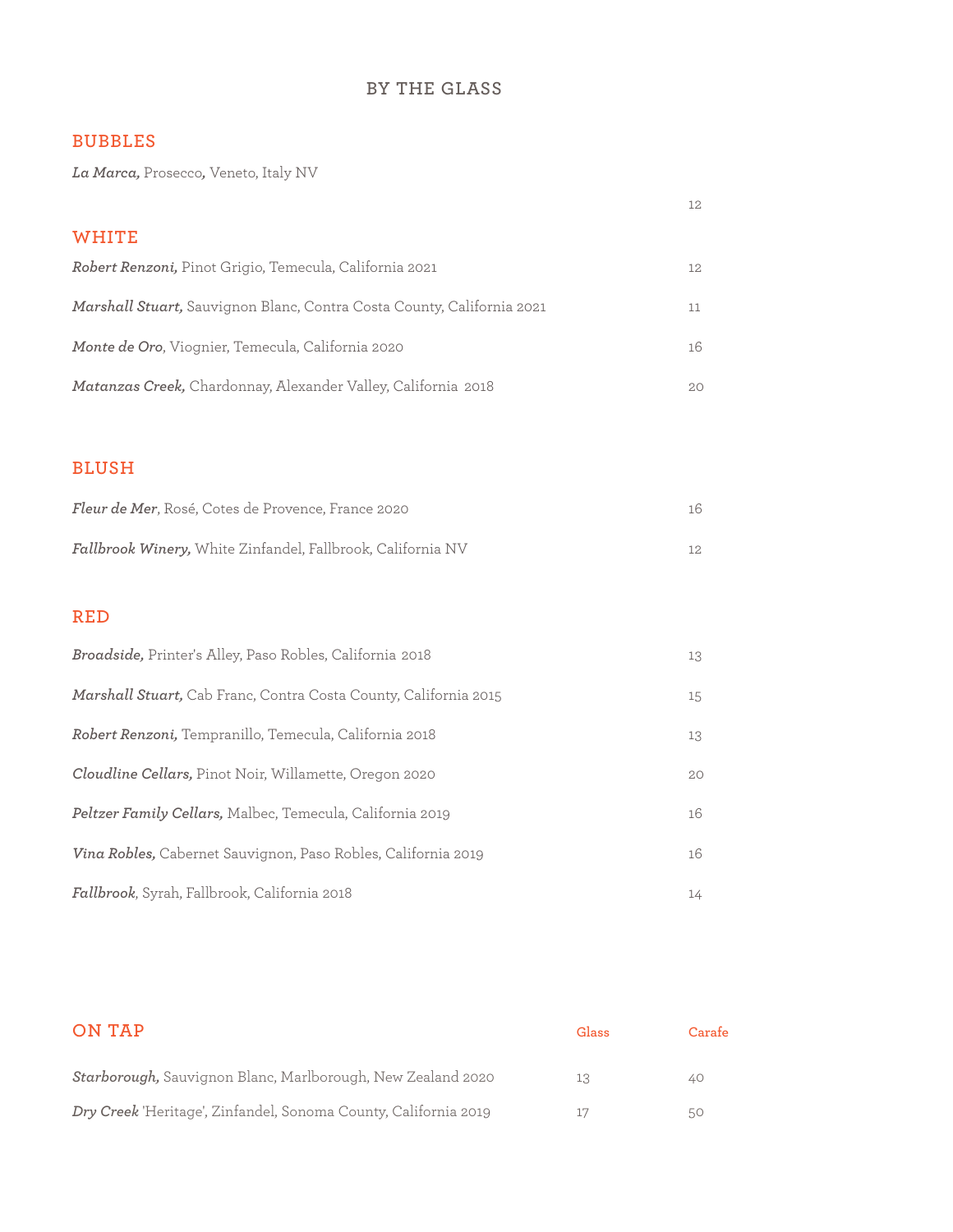# BY THE GLASS

## BUBBLES

***La Marca,*** Prosecco***,*** Veneto, Italy NV — 12

## WHITE

| | |
|---|---|
| ***Robert Renzoni,*** Pinot Grigio, Temecula, California 2021 | 12 |
| ***Marshall Stuart,*** Sauvignon Blanc, Contra Costa County, California 2021 | 11 |
| ***Monte de Oro***, Viognier, Temecula, California 2020 | 16 |
| ***Matanzas Creek,*** Chardonnay, Alexander Valley, California 2018 | 20 |

## BLUSH

| | |
|---|---|
| ***Fleur de Mer***, Rosé, Cotes de Provence, France 2020 | 16 |
| ***Fallbrook Winery,*** White Zinfandel, Fallbrook, California NV | 12 |

## RED

| | |
|---|---|
| ***Broadside,*** Printer's Alley, Paso Robles, California 2018 | 13 |
| ***Marshall Stuart,*** Cab Franc, Contra Costa County, California 2015 | 15 |
| ***Robert Renzoni,*** Tempranillo, Temecula, California 2018 | 13 |
| ***Cloudline Cellars,*** Pinot Noir, Willamette, Oregon 2020 | 20 |
| ***Peltzer Family Cellars,*** Malbec, Temecula, California 2019 | 16 |
| ***Vina Robles,*** Cabernet Sauvignon, Paso Robles, California 2019 | 16 |
| ***Fallbrook***, Syrah, Fallbrook, California 2018 | 14 |

## ON TAP

| | Glass | Carafe |
|---|---|---|
| ***Starborough,*** Sauvignon Blanc, Marlborough, New Zealand 2020 | 13 | 40 |
| ***Dry Creek*** 'Heritage', Zinfandel, Sonoma County, California 2019 | 17 | 50 |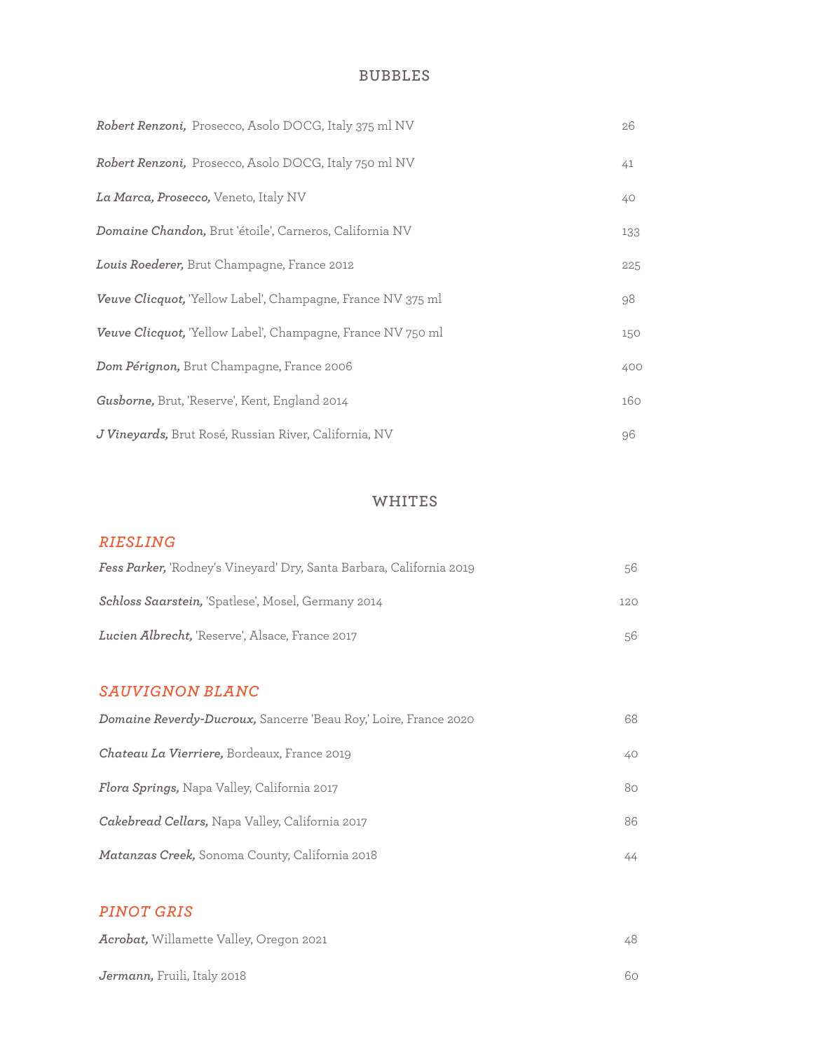## BUBBLES

***Robert Renzoni,*** Prosecco, Asolo DOCG, Italy 375 ml NV — 26

***Robert Renzoni,*** Prosecco, Asolo DOCG, Italy 750 ml NV — 41

***La Marca, Prosecco,*** Veneto, Italy NV — 40

***Domaine Chandon,*** Brut 'étoile', Carneros, California NV — 133

***Louis Roederer,*** Brut Champagne, France 2012 — 225

***Veuve Clicquot,*** 'Yellow Label', Champagne, France NV 375 ml — 98

***Veuve Clicquot,*** 'Yellow Label', Champagne, France NV 750 ml — 150

***Dom Pérignon,*** Brut Champagne, France 2006 — 400

***Gusborne,*** Brut, 'Reserve', Kent, England 2014 — 160

***J Vineyards,*** Brut Rosé, Russian River, California, NV — 96

## WHITES

### *RIESLING*

***Fess Parker,*** 'Rodney's Vineyard' Dry, Santa Barbara, California 2019 — 56

***Schloss Saarstein,*** 'Spatlese', Mosel, Germany 2014 — 120

***Lucien Albrecht,*** 'Reserve', Alsace, France 2017 — 56

### *SAUVIGNON BLANC*

***Domaine Reverdy-Ducroux,*** Sancerre 'Beau Roy,' Loire, France 2020 — 68

***Chateau La Vierriere,*** Bordeaux, France 2019 — 40

***Flora Springs,*** Napa Valley, California 2017 — 80

***Cakebread Cellars,*** Napa Valley, California 2017 — 86

***Matanzas Creek,*** Sonoma County, California 2018 — 44

### *PINOT GRIS*

***Acrobat,*** Willamette Valley, Oregon 2021 — 48

***Jermann,*** Fruili, Italy 2018 — 60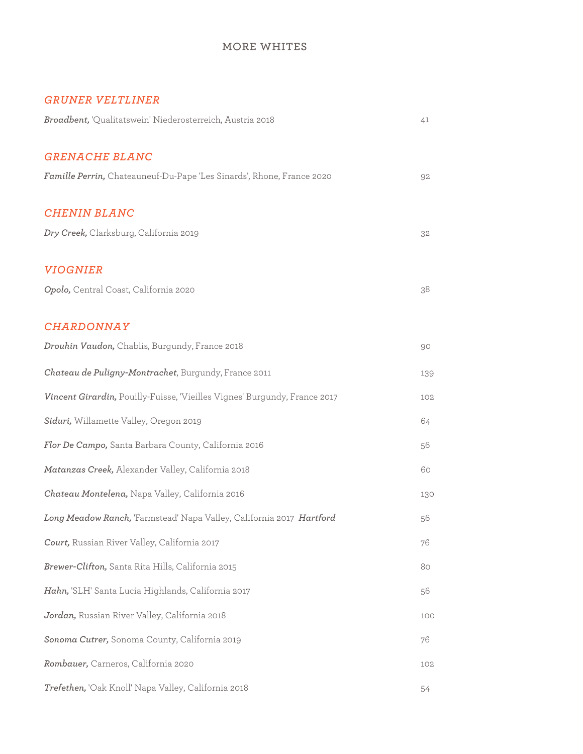# MORE WHITES

## *GRUNER VELTLINER*

***Broadbent,*** 'Qualitatswein' Niederosterreich, Austria 2018 — 41

## *GRENACHE BLANC*

***Famille Perrin,*** Chateauneuf-Du-Pape 'Les Sinards', Rhone, France 2020 — 92

## *CHENIN BLANC*

***Dry Creek,*** Clarksburg, California 2019 — 32

## *VIOGNIER*

***Opolo,*** Central Coast, California 2020 — 38

## *CHARDONNAY*

***Drouhin Vaudon,*** Chablis, Burgundy, France 2018 — 90

***Chateau de Puligny-Montrachet***, Burgundy, France 2011 — 139

***Vincent Girardin,*** Pouilly-Fuisse, 'Vieilles Vignes' Burgundy, France 2017 — 102

***Siduri,*** Willamette Valley, Oregon 2019 — 64

***Flor De Campo,*** Santa Barbara County, California 2016 — 56

***Matanzas Creek,*** Alexander Valley, California 2018 — 60

***Chateau Montelena,*** Napa Valley, California 2016 — 130

***Long Meadow Ranch,*** 'Farmstead' Napa Valley, California 2017 ***Hartford*** — 56

***Court,*** Russian River Valley, California 2017 — 76

***Brewer-Clifton,*** Santa Rita Hills, California 2015 — 80

***Hahn,*** 'SLH' Santa Lucia Highlands, California 2017 — 56

***Jordan,*** Russian River Valley, California 2018 — 100

***Sonoma Cutrer,*** Sonoma County, California 2019 — 76

***Rombauer,*** Carneros, California 2020 — 102

***Trefethen,*** 'Oak Knoll' Napa Valley, California 2018 — 54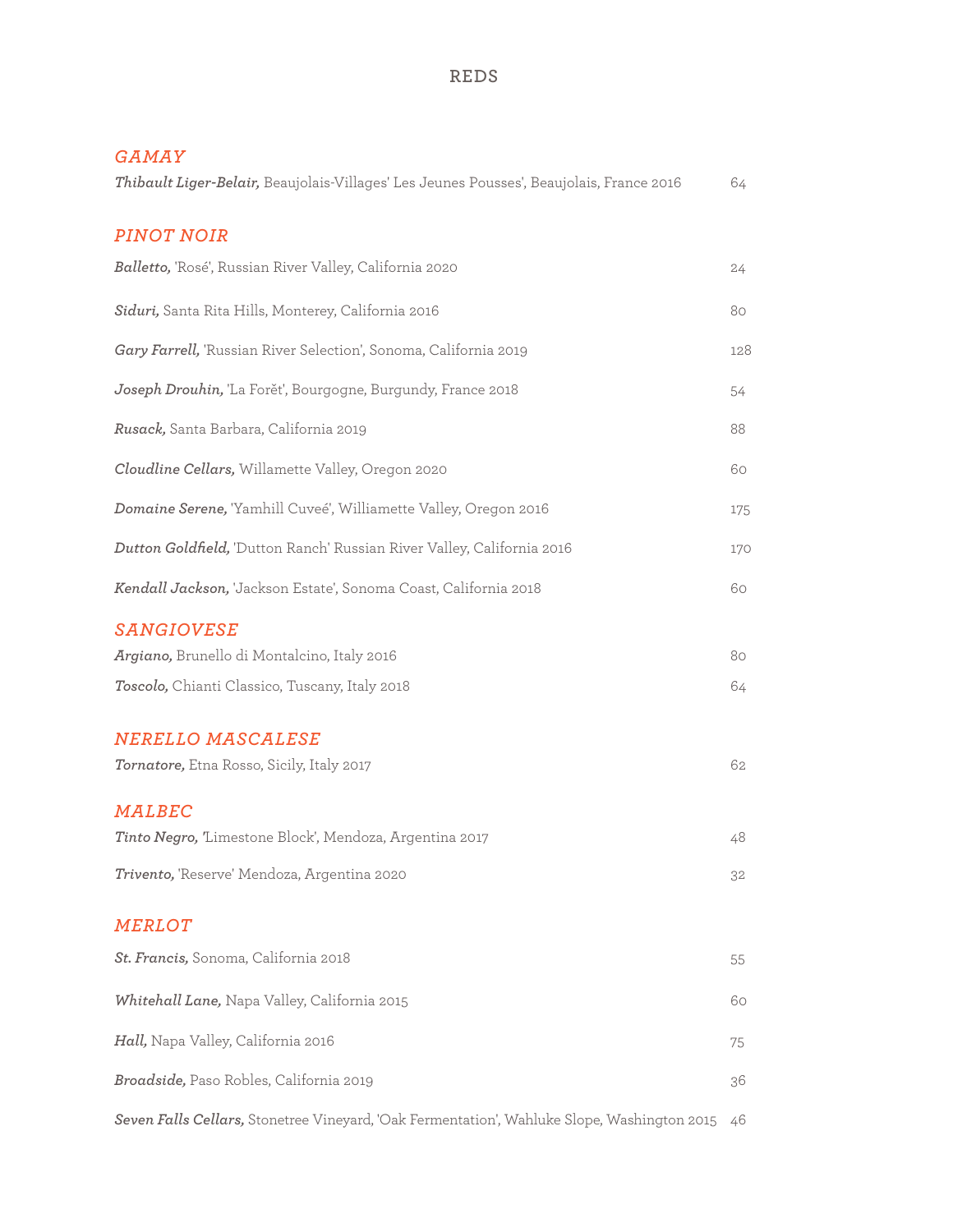# REDS

## *GAMAY*

***Thibault Liger-Belair,*** Beaujolais-Villages' Les Jeunes Pousses', Beaujolais, France 2016 — 64

## *PINOT NOIR*

***Balletto,*** 'Rosé', Russian River Valley, California 2020 — 24

***Siduri,*** Santa Rita Hills, Monterey, California 2016 — 80

***Gary Farrell,*** 'Russian River Selection', Sonoma, California 2019 — 128

***Joseph Drouhin,*** 'La Forět', Bourgogne, Burgundy, France 2018 — 54

***Rusack,*** Santa Barbara, California 2019 — 88

***Cloudline Cellars,*** Willamette Valley, Oregon 2020 — 60

***Domaine Serene,*** 'Yamhill Cuveé', Williamette Valley, Oregon 2016 — 175

***Dutton Goldfield,*** 'Dutton Ranch' Russian River Valley, California 2016 — 170

***Kendall Jackson,*** 'Jackson Estate', Sonoma Coast, California 2018 — 60

## *SANGIOVESE*

***Argiano,*** Brunello di Montalcino, Italy 2016 — 80

***Toscolo,*** Chianti Classico, Tuscany, Italy 2018 — 64

## *NERELLO MASCALESE*

***Tornatore,*** Etna Rosso, Sicily, Italy 2017 — 62

## *MALBEC*

***Tinto Negro, '***Limestone Block', Mendoza, Argentina 2017 — 48

***Trivento,*** 'Reserve' Mendoza, Argentina 2020 — 32

## *MERLOT*

***St. Francis,*** Sonoma, California 2018 — 55

***Whitehall Lane,*** Napa Valley, California 2015 — 60

***Hall,*** Napa Valley, California 2016 — 75

***Broadside,*** Paso Robles, California 2019 — 36

***Seven Falls Cellars,*** Stonetree Vineyard, 'Oak Fermentation', Wahluke Slope, Washington 2015 — 46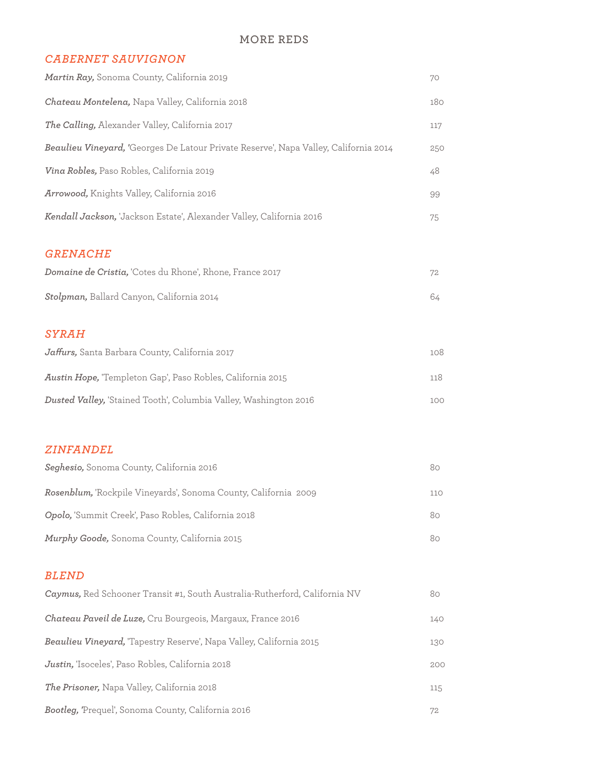# MORE REDS

## *CABERNET SAUVIGNON*

***Martin Ray,*** Sonoma County, California 2019 — 70

***Chateau Montelena,*** Napa Valley, California 2018 — 180

***The Calling,*** Alexander Valley, California 2017 — 117

***Beaulieu Vineyard,*** 'Georges De Latour Private Reserve', Napa Valley, California 2014 — 250

***Vina Robles,*** Paso Robles, California 2019 — 48

***Arrowood,*** Knights Valley, California 2016 — 99

***Kendall Jackson,*** 'Jackson Estate', Alexander Valley, California 2016 — 75

## *GRENACHE*

***Domaine de Cristia,*** 'Cotes du Rhone', Rhone, France 2017 — 72

***Stolpman,*** Ballard Canyon, California 2014 — 64

## *SYRAH*

***Jaffurs,*** Santa Barbara County, California 2017 — 108

***Austin Hope,*** 'Templeton Gap', Paso Robles, California 2015 — 118

***Dusted Valley,*** 'Stained Tooth', Columbia Valley, Washington 2016 — 100

## *ZINFANDEL*

***Seghesio,*** Sonoma County, California 2016 — 80

***Rosenblum,*** 'Rockpile Vineyards', Sonoma County, California 2009 — 110

***Opolo,*** 'Summit Creek', Paso Robles, California 2018 — 80

***Murphy Goode,*** Sonoma County, California 2015 — 80

## *BLEND*

***Caymus,*** Red Schooner Transit #1, South Australia-Rutherford, California NV — 80

***Chateau Paveil de Luze,*** Cru Bourgeois, Margaux, France 2016 — 140

***Beaulieu Vineyard,*** 'Tapestry Reserve', Napa Valley, California 2015 — 130

***Justin,*** 'Isoceles', Paso Robles, California 2018 — 200

***The Prisoner,*** Napa Valley, California 2018 — 115

***Bootleg,*** 'Prequel', Sonoma County, California 2016 — 72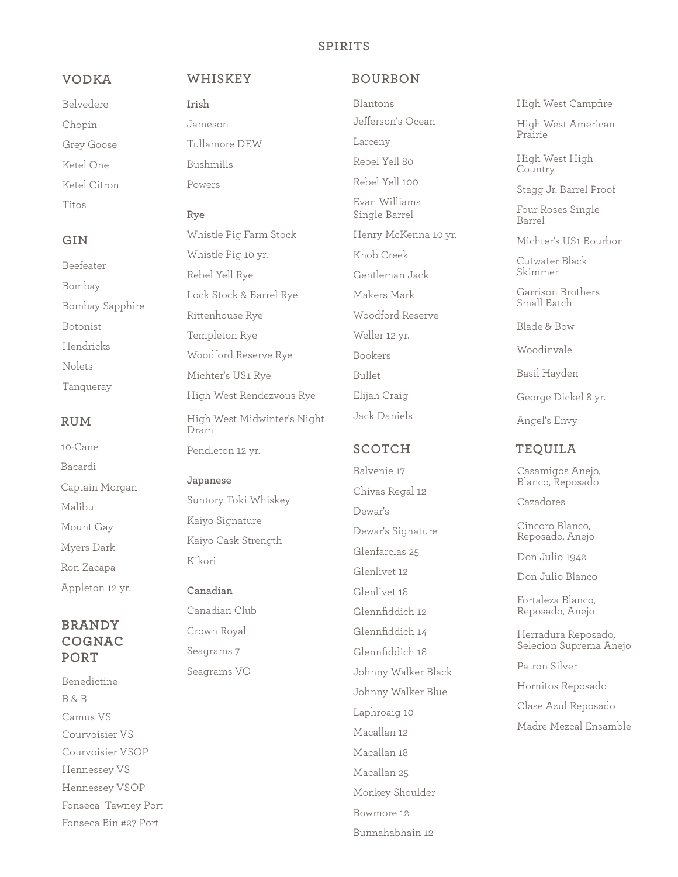# SPIRITS

## VODKA

Belvedere

Chopin

Grey Goose

Ketel One

Ketel Citron

Titos

## GIN

Beefeater

Bombay

Bombay Sapphire

Botonist

Hendricks

Nolets

Tanqueray

## RUM

10-Cane

Bacardi

Captain Morgan

Malibu

Mount Gay

Myers Dark

Ron Zacapa

Appleton 12 yr.

## BRANDY COGNAC PORT

Benedictine

B & B

Camus VS

Courvoisier VS

Courvoisier VSOP

Hennessey VS

Hennessey VSOP

Fonseca Tawney Port

Fonseca Bin #27 Port

## WHISKEY

**Irish**

Jameson

Tullamore DEW

Bushmills

Powers

**Rye**

Whistle Pig Farm Stock

Whistle Pig 10 yr.

Rebel Yell Rye

Lock Stock & Barrel Rye

Rittenhouse Rye

Templeton Rye

Woodford Reserve Rye

Michter's US1 Rye

High West Rendezvous Rye

High West Midwinter's Night Dram

Pendleton 12 yr.

**Japanese**

Suntory Toki Whiskey

Kaiyo Signature

Kaiyo Cask Strength

Kikori

**Canadian**

Canadian Club

Crown Royal

Seagrams 7

Seagrams VO

## BOURBON

Blantons

Jefferson's Ocean

Larceny

Rebel Yell 80

Rebel Yell 100

Evan Williams Single Barrel

Henry McKenna 10 yr.

Knob Creek

Gentleman Jack

Makers Mark

Woodford Reserve

Weller 12 yr.

Bookers

Bullet

Elijah Craig

Jack Daniels

High West Campfire

High West American Prairie

High West High Country

Stagg Jr. Barrel Proof

Four Roses Single Barrel

Michter's US1 Bourbon

Cutwater Black Skimmer

Garrison Brothers Small Batch

Blade & Bow

Woodinvale

Basil Hayden

George Dickel 8 yr.

Angel's Envy

## SCOTCH

Balvenie 17

Chivas Regal 12

Dewar's

Dewar's Signature

Glenfarclas 25

Glenlivet 12

Glenlivet 18

Glennfiddich 12

Glennfiddich 14

Glennfiddich 18

Johnny Walker Black

Johnny Walker Blue

Laphroaig 10

Macallan 12

Macallan 18

Macallan 25

Monkey Shoulder

Bowmore 12

Bunnahabhain 12

## TEQUILA

Casamigos Anejo, Blanco, Reposado

Cazadores

Cincoro Blanco, Reposado, Anejo

Don Julio 1942

Don Julio Blanco

Fortaleza Blanco, Reposado, Anejo

Herradura Reposado, Selecion Suprema Anejo

Patron Silver

Hornitos Reposado

Clase Azul Reposado

Madre Mezcal Ensamble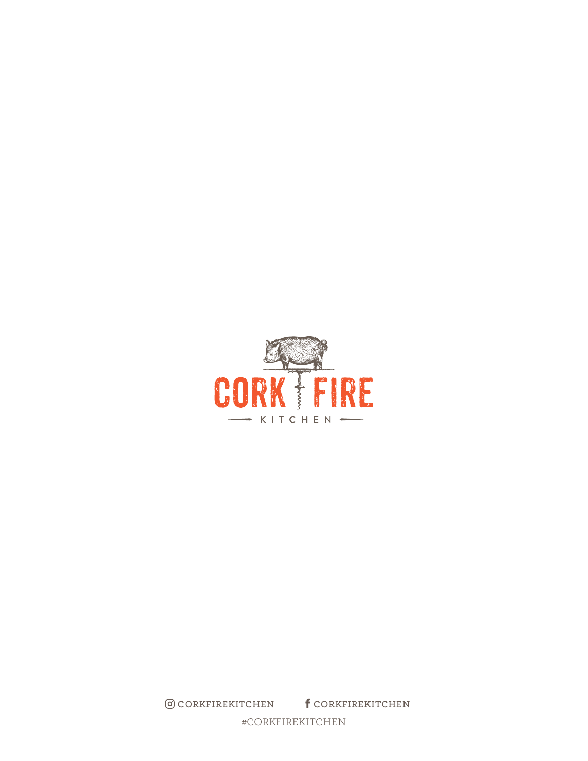CORK FIRE

KITCHEN

CORKFIREKITCHEN CORKFIREKITCHEN

#CORKFIREKITCHEN